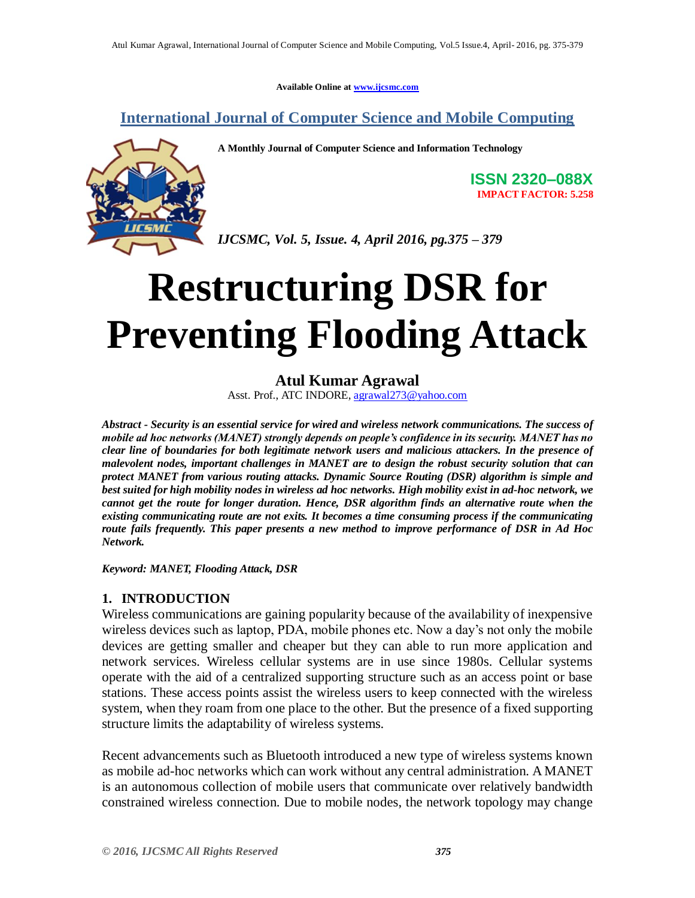Available Online at www.ijcsmc.com

## International Journal of Computer Science and Mobile Computing

**A Monthly Journal of Computer Science and Information Technology**

**ISSN 2320–088X**
**IMPACT FACTOR: 5.258**

*IJCSMC, Vol. 5, Issue. 4, April 2016, pg.375 – 379*

# Restructuring DSR for Preventing Flooding Attack

**Atul Kumar Agrawal**
Asst. Prof., ATC INDORE, agrawal273@yahoo.com

***Abstract - Security is an essential service for wired and wireless network communications. The success of mobile ad hoc networks (MANET) strongly depends on people's confidence in its security. MANET has no clear line of boundaries for both legitimate network users and malicious attackers. In the presence of malevolent nodes, important challenges in MANET are to design the robust security solution that can protect MANET from various routing attacks. Dynamic Source Routing (DSR) algorithm is simple and best suited for high mobility nodes in wireless ad hoc networks. High mobility exist in ad-hoc network, we cannot get the route for longer duration. Hence, DSR algorithm finds an alternative route when the existing communicating route are not exits. It becomes a time consuming process if the communicating route fails frequently. This paper presents a new method to improve performance of DSR in Ad Hoc Network.***

***Keyword: MANET, Flooding Attack, DSR***

## 1. INTRODUCTION

Wireless communications are gaining popularity because of the availability of inexpensive wireless devices such as laptop, PDA, mobile phones etc. Now a day's not only the mobile devices are getting smaller and cheaper but they can able to run more application and network services. Wireless cellular systems are in use since 1980s. Cellular systems operate with the aid of a centralized supporting structure such as an access point or base stations. These access points assist the wireless users to keep connected with the wireless system, when they roam from one place to the other. But the presence of a fixed supporting structure limits the adaptability of wireless systems.

Recent advancements such as Bluetooth introduced a new type of wireless systems known as mobile ad-hoc networks which can work without any central administration. A MANET is an autonomous collection of mobile users that communicate over relatively bandwidth constrained wireless connection. Due to mobile nodes, the network topology may change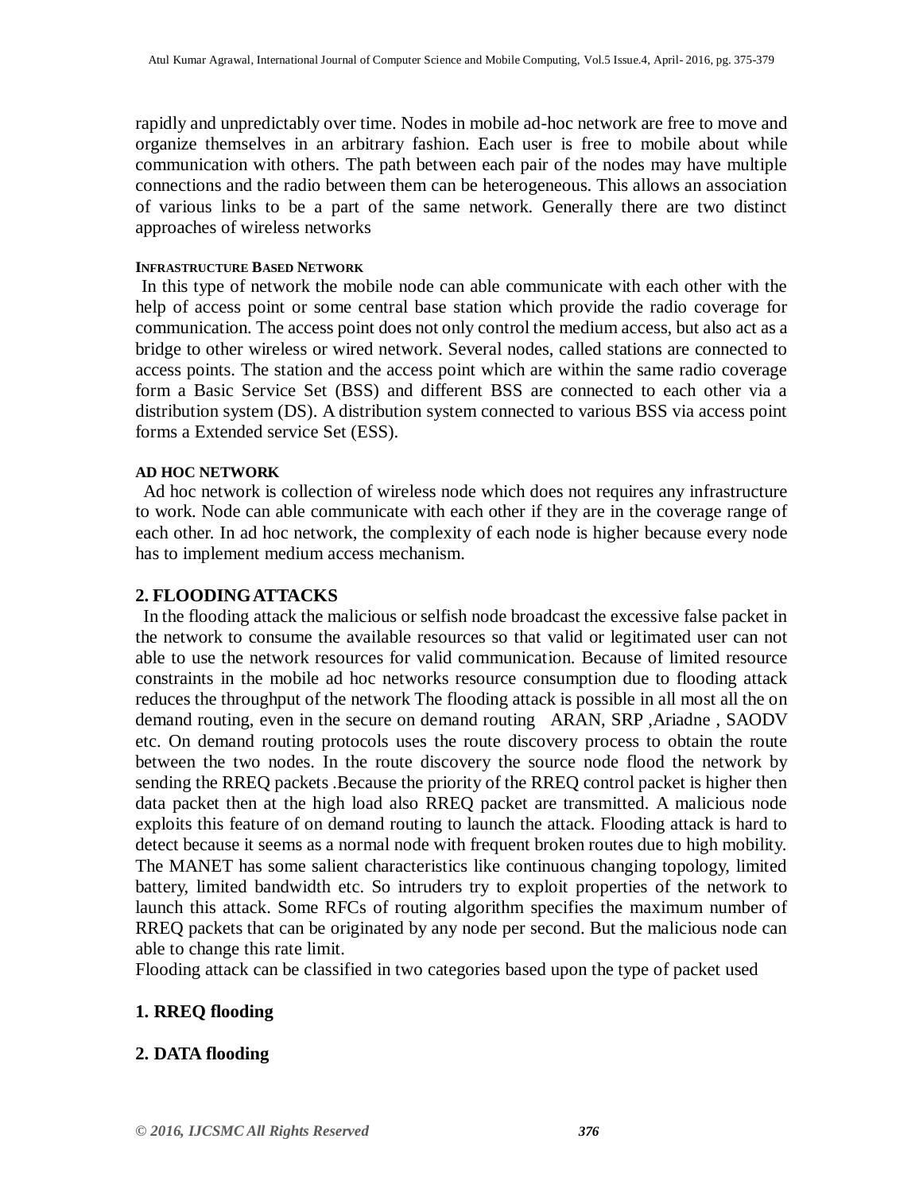rapidly and unpredictably over time. Nodes in mobile ad-hoc network are free to move and organize themselves in an arbitrary fashion. Each user is free to mobile about while communication with others. The path between each pair of the nodes may have multiple connections and the radio between them can be heterogeneous. This allows an association of various links to be a part of the same network. Generally there are two distinct approaches of wireless networks

#### INFRASTRUCTURE BASED NETWORK

In this type of network the mobile node can able communicate with each other with the help of access point or some central base station which provide the radio coverage for communication. The access point does not only control the medium access, but also act as a bridge to other wireless or wired network. Several nodes, called stations are connected to access points. The station and the access point which are within the same radio coverage form a Basic Service Set (BSS) and different BSS are connected to each other via a distribution system (DS). A distribution system connected to various BSS via access point forms a Extended service Set (ESS).

#### AD HOC NETWORK

Ad hoc network is collection of wireless node which does not requires any infrastructure to work. Node can able communicate with each other if they are in the coverage range of each other. In ad hoc network, the complexity of each node is higher because every node has to implement medium access mechanism.

## 2. FLOODING ATTACKS

In the flooding attack the malicious or selfish node broadcast the excessive false packet in the network to consume the available resources so that valid or legitimated user can not able to use the network resources for valid communication. Because of limited resource constraints in the mobile ad hoc networks resource consumption due to flooding attack reduces the throughput of the network The flooding attack is possible in all most all the on demand routing, even in the secure on demand routing ARAN, SRP ,Ariadne , SAODV etc. On demand routing protocols uses the route discovery process to obtain the route between the two nodes. In the route discovery the source node flood the network by sending the RREQ packets .Because the priority of the RREQ control packet is higher then data packet then at the high load also RREQ packet are transmitted. A malicious node exploits this feature of on demand routing to launch the attack. Flooding attack is hard to detect because it seems as a normal node with frequent broken routes due to high mobility. The MANET has some salient characteristics like continuous changing topology, limited battery, limited bandwidth etc. So intruders try to exploit properties of the network to launch this attack. Some RFCs of routing algorithm specifies the maximum number of RREQ packets that can be originated by any node per second. But the malicious node can able to change this rate limit.

Flooding attack can be classified in two categories based upon the type of packet used

**1. RREQ flooding**

**2. DATA flooding**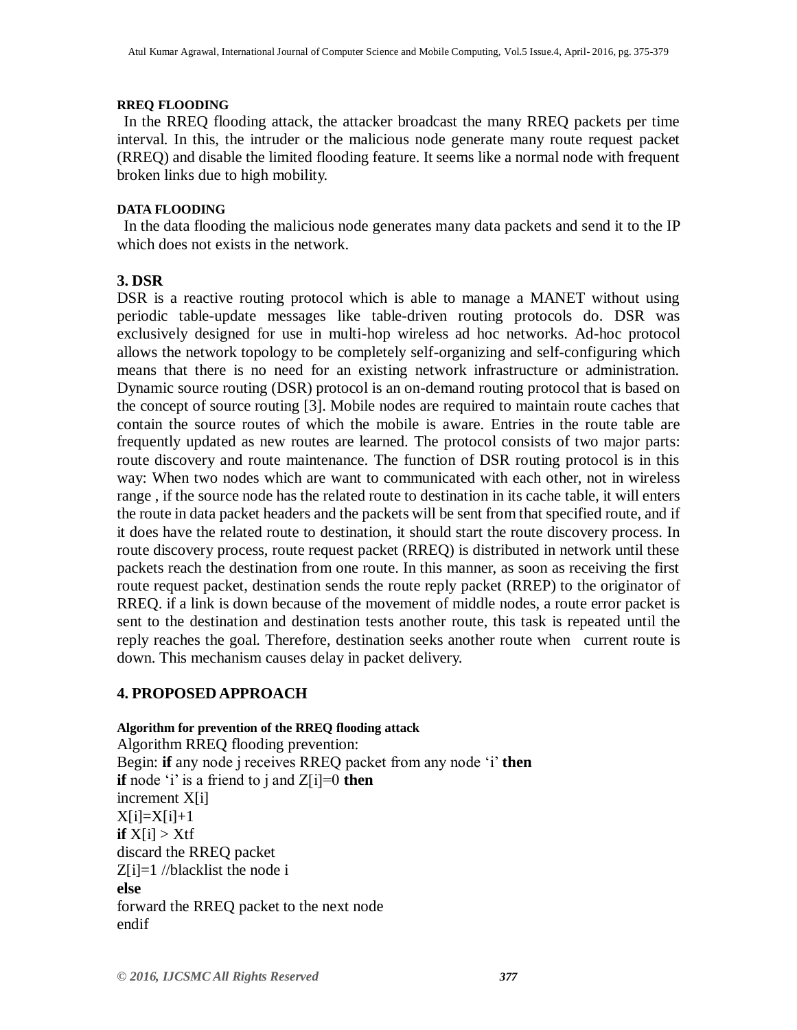#### RREQ FLOODING

In the RREQ flooding attack, the attacker broadcast the many RREQ packets per time interval. In this, the intruder or the malicious node generate many route request packet (RREQ) and disable the limited flooding feature. It seems like a normal node with frequent broken links due to high mobility.

#### DATA FLOODING

In the data flooding the malicious node generates many data packets and send it to the IP which does not exists in the network.

## 3. DSR

DSR is a reactive routing protocol which is able to manage a MANET without using periodic table-update messages like table-driven routing protocols do. DSR was exclusively designed for use in multi-hop wireless ad hoc networks. Ad-hoc protocol allows the network topology to be completely self-organizing and self-configuring which means that there is no need for an existing network infrastructure or administration. Dynamic source routing (DSR) protocol is an on-demand routing protocol that is based on the concept of source routing [3]. Mobile nodes are required to maintain route caches that contain the source routes of which the mobile is aware. Entries in the route table are frequently updated as new routes are learned. The protocol consists of two major parts: route discovery and route maintenance. The function of DSR routing protocol is in this way: When two nodes which are want to communicated with each other, not in wireless range , if the source node has the related route to destination in its cache table, it will enters the route in data packet headers and the packets will be sent from that specified route, and if it does have the related route to destination, it should start the route discovery process. In route discovery process, route request packet (RREQ) is distributed in network until these packets reach the destination from one route. In this manner, as soon as receiving the first route request packet, destination sends the route reply packet (RREP) to the originator of RREQ. if a link is down because of the movement of middle nodes, a route error packet is sent to the destination and destination tests another route, this task is repeated until the reply reaches the goal. Therefore, destination seeks another route when current route is down. This mechanism causes delay in packet delivery.

## 4. PROPOSED APPROACH

#### Algorithm for prevention of the RREQ flooding attack

Algorithm RREQ flooding prevention:
Begin: **if** any node j receives RREQ packet from any node 'i' **then**
**if** node 'i' is a friend to j and Z[i]=0 **then**
increment X[i]
X[i]=X[i]+1
**if** X[i] > Xtf
discard the RREQ packet
Z[i]=1 //blacklist the node i
**else**
forward the RREQ packet to the next node
endif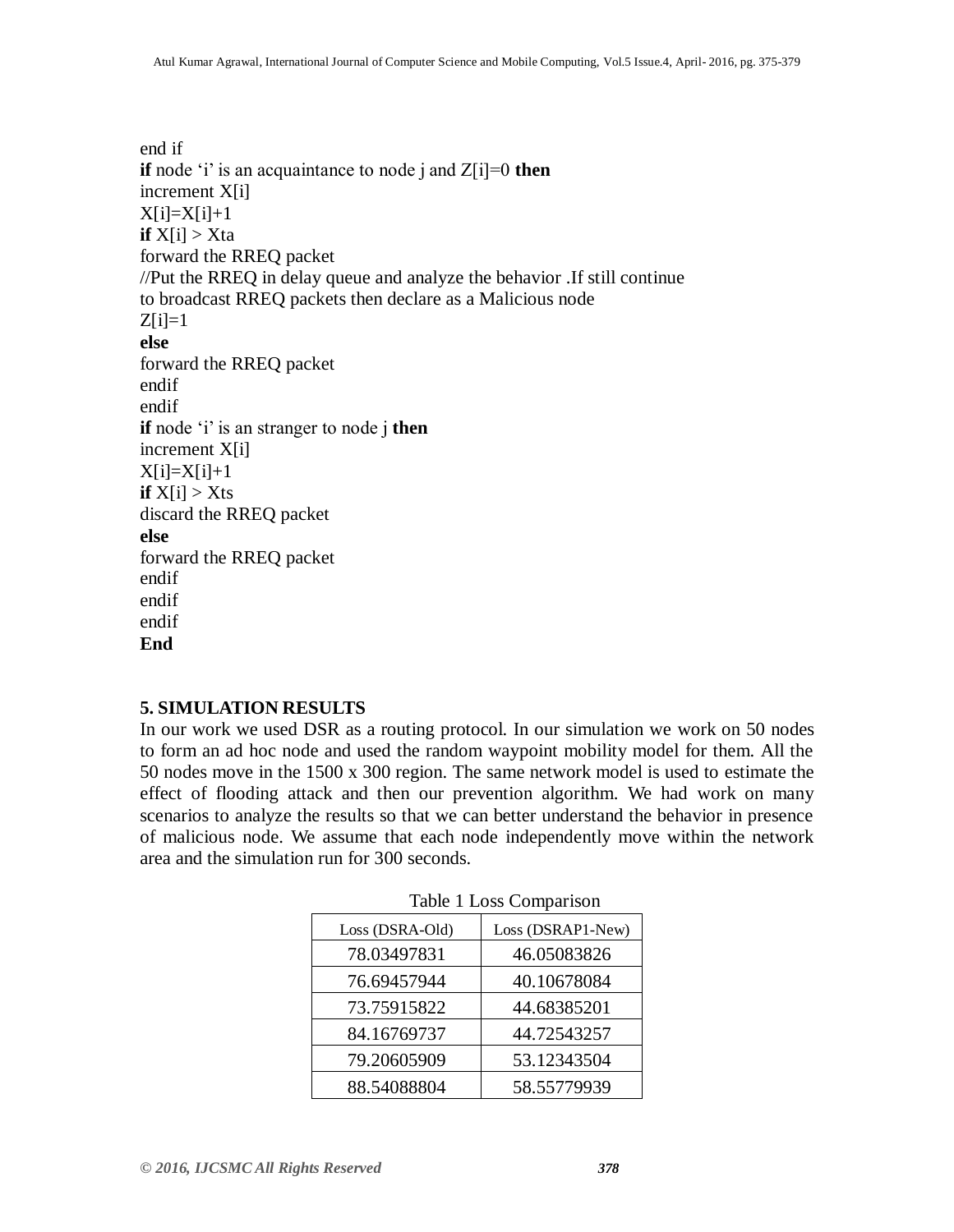end if
**if** node ‘i’ is an acquaintance to node j and Z[i]=0 **then**
increment X[i]
X[i]=X[i]+1
**if** X[i] > Xta
forward the RREQ packet
//Put the RREQ in delay queue and analyze the behavior .If still continue
to broadcast RREQ packets then declare as a Malicious node
Z[i]=1
**else**
forward the RREQ packet
endif
endif
**if** node ‘i’ is an stranger to node j **then**
increment X[i]
X[i]=X[i]+1
**if** X[i] > Xts
discard the RREQ packet
**else**
forward the RREQ packet
endif
endif
endif
**End**

### 5. SIMULATION RESULTS

In our work we used DSR as a routing protocol. In our simulation we work on 50 nodes to form an ad hoc node and used the random waypoint mobility model for them. All the 50 nodes move in the 1500 x 300 region. The same network model is used to estimate the effect of flooding attack and then our prevention algorithm. We had work on many scenarios to analyze the results so that we can better understand the behavior in presence of malicious node. We assume that each node independently move within the network area and the simulation run for 300 seconds.

Table 1 Loss Comparison

| Loss (DSRA-Old) | Loss (DSRAP1-New) |
|---|---|
| 78.03497831 | 46.05083826 |
| 76.69457944 | 40.10678084 |
| 73.75915822 | 44.68385201 |
| 84.16769737 | 44.72543257 |
| 79.20605909 | 53.12343504 |
| 88.54088804 | 58.55779939 |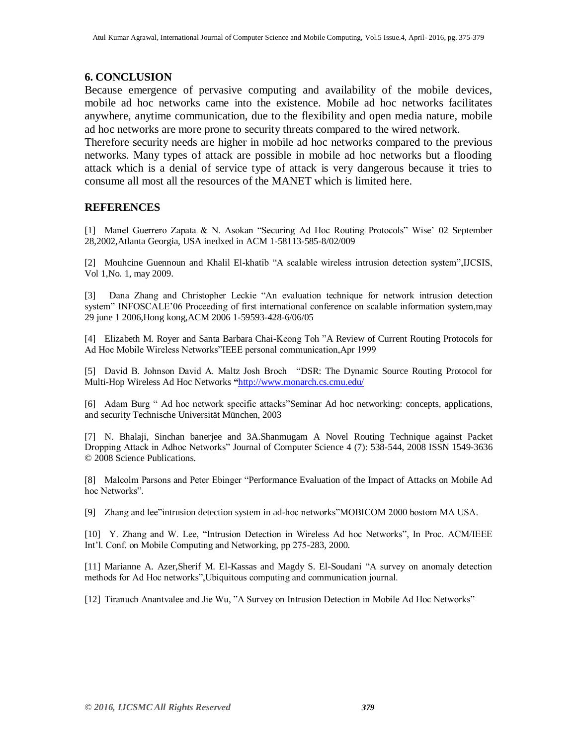## 6. CONCLUSION

Because emergence of pervasive computing and availability of the mobile devices, mobile ad hoc networks came into the existence. Mobile ad hoc networks facilitates anywhere, anytime communication, due to the flexibility and open media nature, mobile ad hoc networks are more prone to security threats compared to the wired network.

Therefore security needs are higher in mobile ad hoc networks compared to the previous networks. Many types of attack are possible in mobile ad hoc networks but a flooding attack which is a denial of service type of attack is very dangerous because it tries to consume all most all the resources of the MANET which is limited here.

## REFERENCES

[1] Manel Guerrero Zapata & N. Asokan "Securing Ad Hoc Routing Protocols" Wise' 02 September 28,2002,Atlanta Georgia, USA inedxed in ACM 1-58113-585-8/02/009

[2] Mouhcine Guennoun and Khalil El-khatib "A scalable wireless intrusion detection system",IJCSIS, Vol 1,No. 1, may 2009.

[3] Dana Zhang and Christopher Leckie "An evaluation technique for network intrusion detection system" INFOSCALE'06 Proceeding of first international conference on scalable information system,may 29 june 1 2006,Hong kong,ACM 2006 1-59593-428-6/06/05

[4] Elizabeth M. Royer and Santa Barbara Chai-Keong Toh "A Review of Current Routing Protocols for Ad Hoc Mobile Wireless Networks"IEEE personal communication,Apr 1999

[5] David B. Johnson David A. Maltz Josh Broch "DSR: The Dynamic Source Routing Protocol for Multi-Hop Wireless Ad Hoc Networks "http://www.monarch.cs.cmu.edu/

[6] Adam Burg " Ad hoc network specific attacks"Seminar Ad hoc networking: concepts, applications, and security Technische Universität München, 2003

[7] N. Bhalaji, Sinchan banerjee and 3A.Shanmugam A Novel Routing Technique against Packet Dropping Attack in Adhoc Networks" Journal of Computer Science 4 (7): 538-544, 2008 ISSN 1549-3636 © 2008 Science Publications.

[8] Malcolm Parsons and Peter Ebinger "Performance Evaluation of the Impact of Attacks on Mobile Ad hoc Networks".

[9] Zhang and lee"intrusion detection system in ad-hoc networks"MOBICOM 2000 bostom MA USA.

[10] Y. Zhang and W. Lee, "Intrusion Detection in Wireless Ad hoc Networks", In Proc. ACM/IEEE Int'l. Conf. on Mobile Computing and Networking, pp 275-283, 2000.

[11] Marianne A. Azer,Sherif M. El-Kassas and Magdy S. El-Soudani "A survey on anomaly detection methods for Ad Hoc networks",Ubiquitous computing and communication journal.

[12] Tiranuch Anantvalee and Jie Wu, "A Survey on Intrusion Detection in Mobile Ad Hoc Networks"